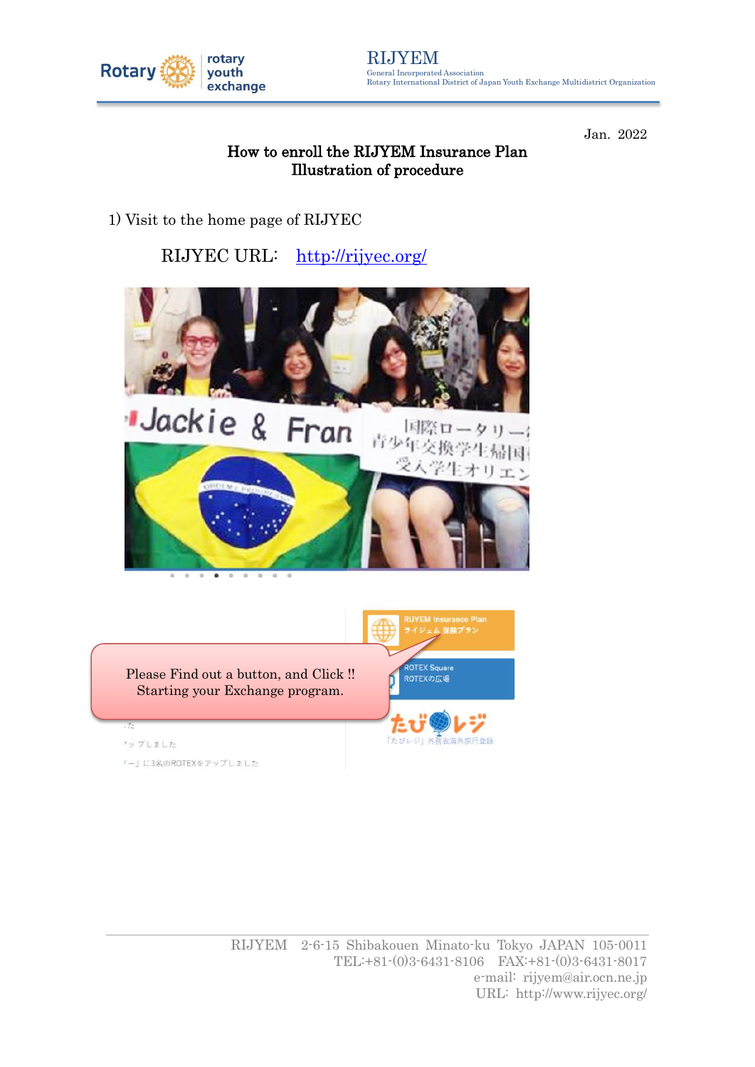RIJYEM

General Incorporated Association
Rotary International District of Japan Youth Exchange Multidistrict Organization

Jan. 2022

# How to enroll the RIJYEM Insurance Plan
## Illustration of procedure

1) Visit to the home page of RIJYEC

RIJYEC URL: [http://rijyec.org/](http://rijyec.org/)

Please Find out a button, and Click !!
Starting your Exchange program.

RIJYEM 2-6-15 Shibakouen Minato-ku Tokyo JAPAN 105-0011
TEL:+81-(0)3-6431-8106 FAX:+81-(0)3-6431-8017
e-mail: rijyem@air.ocn.ne.jp
URL: http://www.rijyec.org/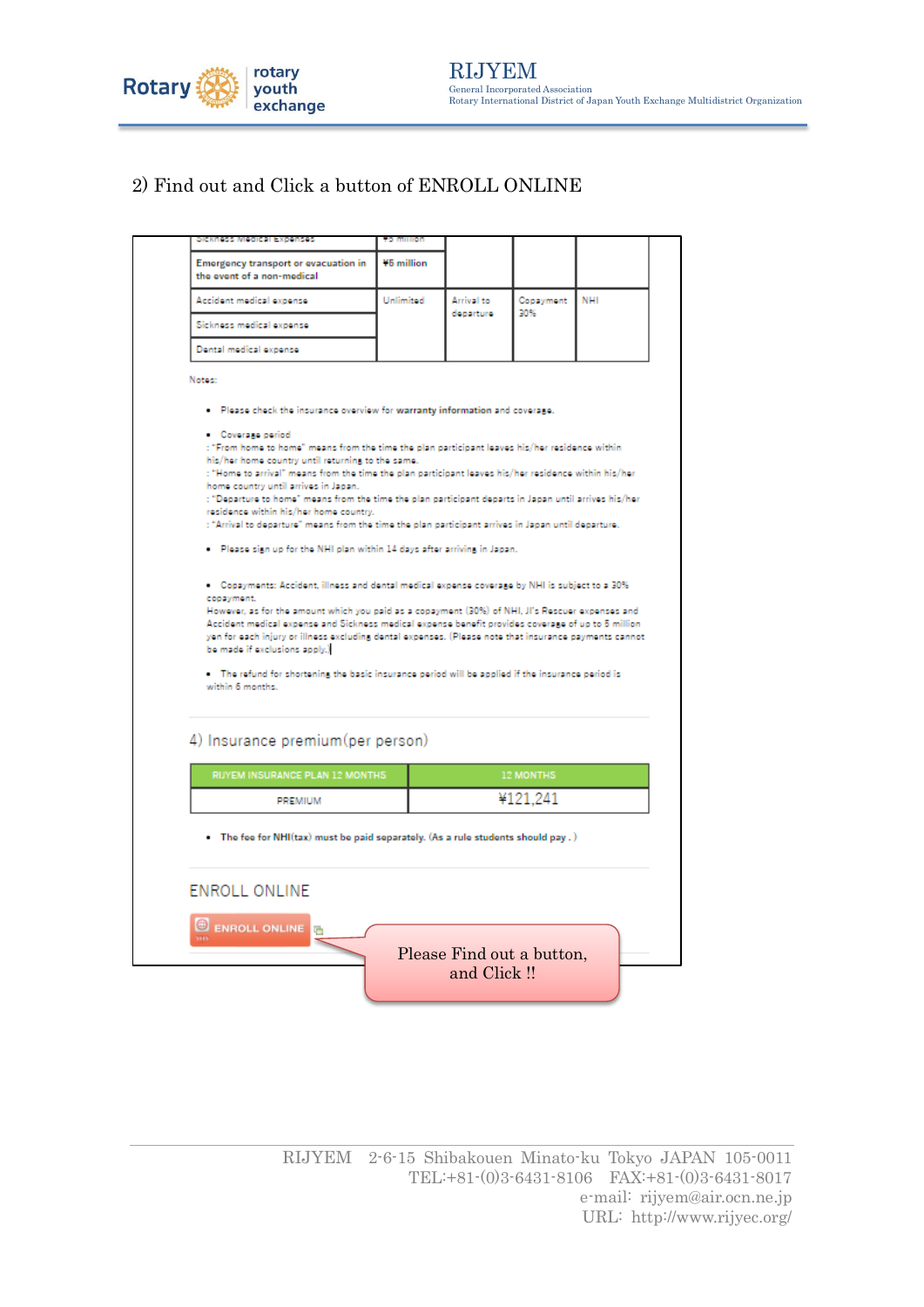2) Find out and Click a button of ENROLL ONLINE

| Sickness Medical Expenses | ¥5 million | | | |
|---|---|---|---|---|
| Emergency transport or evacuation in the event of a non-medical | ¥5 million | | | |
| Accident medical expense | Unlimited | Arrival to departure | Copayment 30% | NHI |
| Sickness medical expense | | | | |
| Dental medical expense | | | | |

Notes:

- Please check the insurance overview for warranty information and coverage.
- Coverage period
  : "From home to home" means from the time the plan participant leaves his/her residence within his/her home country until returning to the same.
  : "Home to arrival" means from the time the plan participant leaves his/her residence within his/her home country until arrives in Japan.
  : "Departure to home" means from the time the plan participant departs in Japan until arrives his/her residence within his/her home country.
  : "Arrival to departure" means from the time the plan participant arrives in Japan until departure.
- Please sign up for the NHI plan within 14 days after arriving in Japan.
- Copayments: Accident, illness and dental medical expense coverage by NHI is subject to a 30% copayment.
  However, as for the amount which you paid as a copayment (30%) of NHI, JI's Rescuer expenses and Accident medical expense and Sickness medical expense benefit provides coverage of up to 5 million yen for each injury or illness excluding dental expenses. (Please note that insurance payments cannot be made if exclusions apply.)
- The refund for shortening the basic insurance period will be applied if the insurance period is within 6 months.

4) Insurance premium(per person)

| RIJYEM INSURANCE PLAN 12 MONTHS | 12 MONTHS |
|---|---|
| PREMIUM | ¥121,241 |

- The fee for NHI(tax) must be paid separately. (As a rule students should pay.)

ENROLL ONLINE

ENROLL ONLINE

Please Find out a button, and Click !!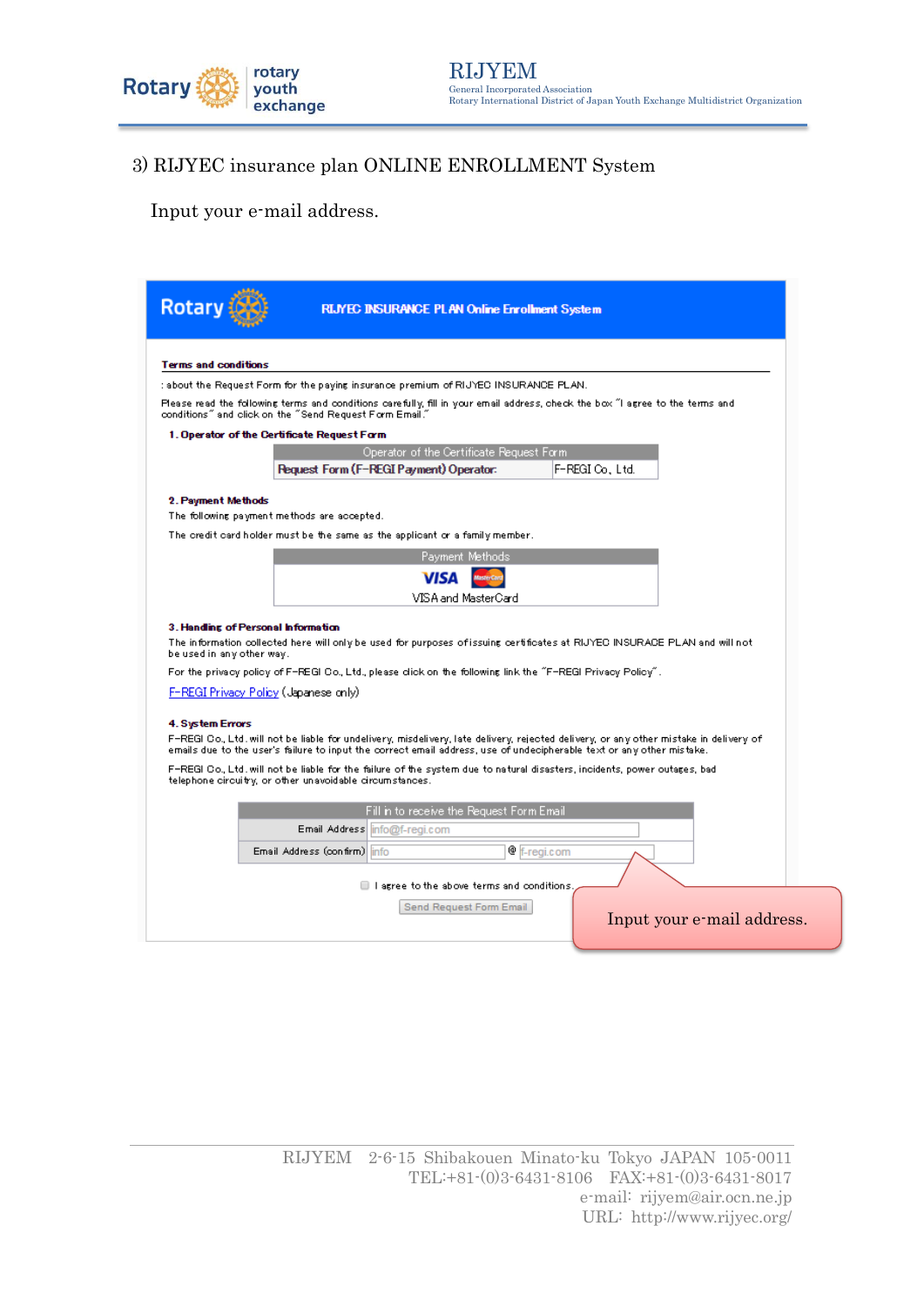3) RIJYEC insurance plan ONLINE ENROLLMENT System

Input your e-mail address.

**RIJYEC INSURANCE PLAN Online Enrollment System**

**Terms and conditions**

: about the Request Form for the paying insurance premium of RIJYEC INSURANCE PLAN.

Please read the following terms and conditions carefully, fill in your email address, check the box "I agree to the terms and conditions" and click on the "Send Request Form Email."

**1. Operator of the Certificate Request Form**

| Operator of the Certificate Request Form | |
|---|---|
| Request Form (F-REGI Payment) Operator: | F-REGI Co., Ltd. |

**2. Payment Methods**

The following payment methods are accepted.

The credit card holder must be the same as the applicant or a family member.

| Payment Methods |
|---|
| VISA and MasterCard |

**3. Handling of Personal Information**

The information collected here will only be used for purposes of issuing certificates at RIJYEC INSURACE PLAN and will not be used in any other way.

For the privacy policy of F-REGI Co., Ltd., please click on the following link the "F-REGI Privacy Policy".

F-REGI Privacy Policy (Japanese only)

**4. System Errors**

F-REGI Co., Ltd. will not be liable for undelivery, misdelivery, late delivery, rejected delivery, or any other mistake in delivery of emails due to the user's failure to input the correct email address, use of undecipherable text or any other mistake.

F-REGI Co., Ltd. will not be liable for the failure of the system due to natural disasters, incidents, power outages, bad telephone circuitry, or other unavoidable circumstances.

| Fill in to receive the Request Form Email | |
|---|---|
| Email Address | info@f-regi.com |
| Email Address (confirm) | info @ f-regi.com |

☐ I agree to the above terms and conditions.

Send Request Form Email

Input your e-mail address.

RIJYEM 2-6-15 Shibakouen Minato-ku Tokyo JAPAN 105-0011
TEL:+81-(0)3-6431-8106 FAX:+81-(0)3-6431-8017
e-mail: rijyem@air.ocn.ne.jp
URL: http://www.rijyec.org/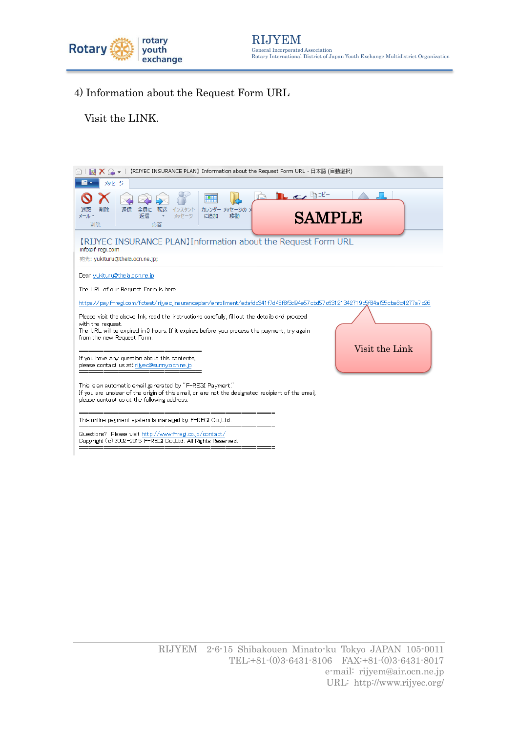4) Information about the Request Form URL

Visit the LINK.

【RIJYEC INSURANCE PLAN】Information about the Request Form URL - 日本語 (自動選択)

SAMPLE

【RIJYEC INSURANCE PLAN】Information about the Request Form URL

info@f-regi.com

宛先: yukituru@thela.ocn.ne.jp;

Dear yukituru@thela.ocn.ne.jp

The URL of our Request Form is here.

https://pay.f-regi.com/fctest/rijyec_insuranceplan/enrollment/edafdc341f7d48f8f3d94e57cbd57c6312134271 9c5f84af35cbe3c4277a7c26

Visit the Link

Please visit the above link, read the instructions carefully, fill out the details and proceed with the request.
The URL will be expired in 3 hours. If it expires before you process the payment, try again from the new Request Form.

==============================
If you have any question about this contents,
please contact us at: rijyec@sunny.ocn.ne.jp
==============================

This is an automatic email generated by "F-REGI Payment."
If you are unclear of the origin of this email, or are not the designated recipient of the email, please contact us at the following address.

==============================
This online payment system is managed by F-REGI Co.,Ltd.
------------------------------
Questions? Please visit http://www.f-regi.co.jp/contact/
Copyright (c) 2002-2015 F-REGI Co.,Ltd. All Rights Reserved.
==============================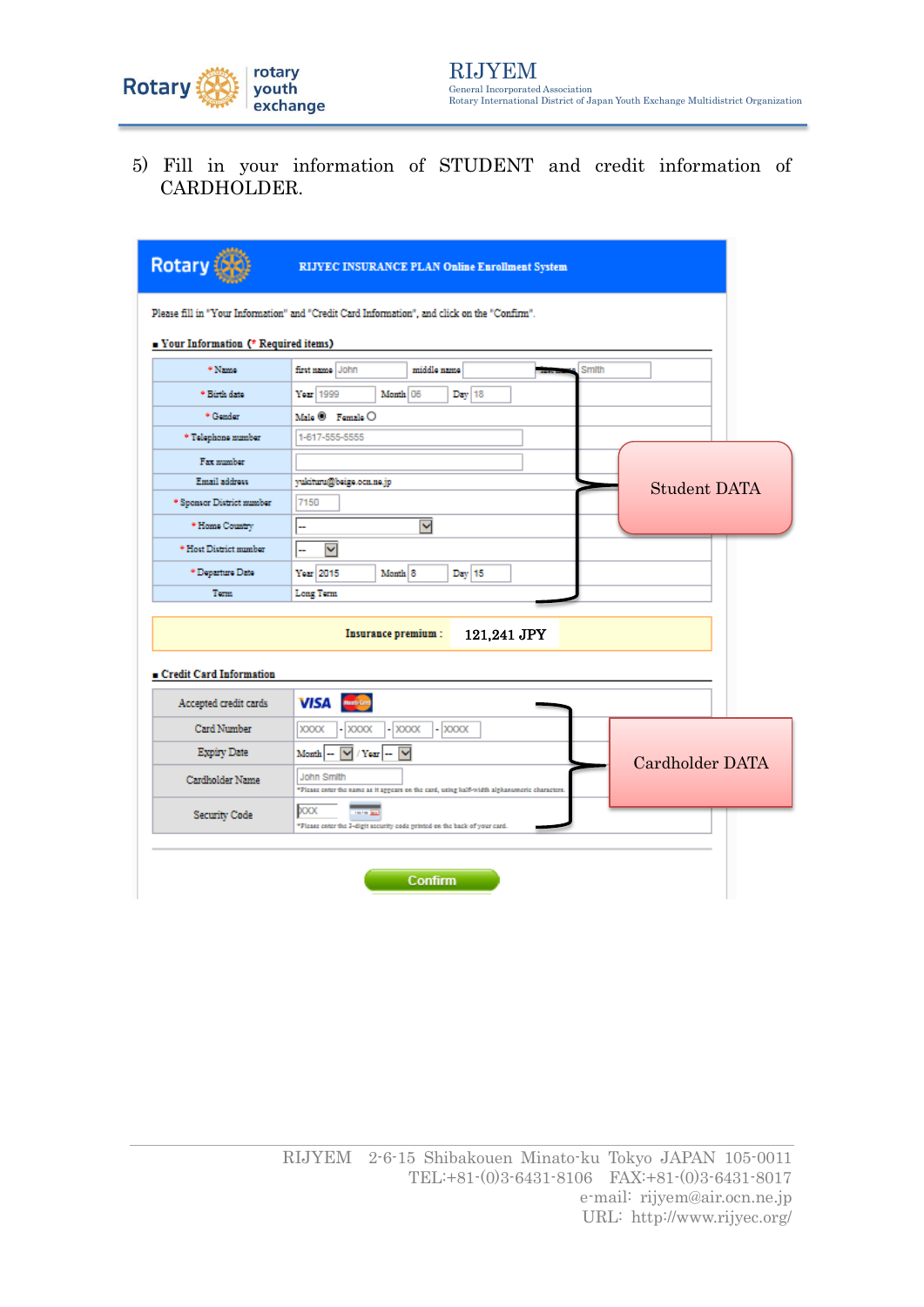5) Fill in your information of STUDENT and credit information of CARDHOLDER.

**RIJYEC INSURANCE PLAN Online Enrollment System**

Please fill in "Your Information" and "Credit Card Information", and click on the "Confirm".

**■ Your Information (* Required items)**

| | |
|---|---|
| * Name | first name John middle name last name Smith |
| * Birth date | Year 1999 Month 06 Day 18 |
| * Gender | Male ◉ Female ○ |
| * Telephone number | 1-617-555-5555 |
| Fax number | |
| Email address | yukituru@beige.ocn.ne.jp |
| * Sponsor District number | 7150 |
| * Home Country | -- |
| * Host District number | -- |
| * Departure Date | Year 2015 Month 8 Day 15 |
| Term | Long Term |

Student DATA

**Insurance premium : 121,241 JPY**

**■ Credit Card Information**

| | |
|---|---|
| Accepted credit cards | VISA MasterCard |
| Card Number | XXXX - XXXX - XXXX - XXXX |
| Expiry Date | Month -- / Year -- |
| Cardholder Name | John Smith *Please enter the name as it appears on the card, using half-width alphanumeric characters. |
| Security Code | XXX *Please enter the 3-digit security code printed on the back of your card. |

Cardholder DATA

Confirm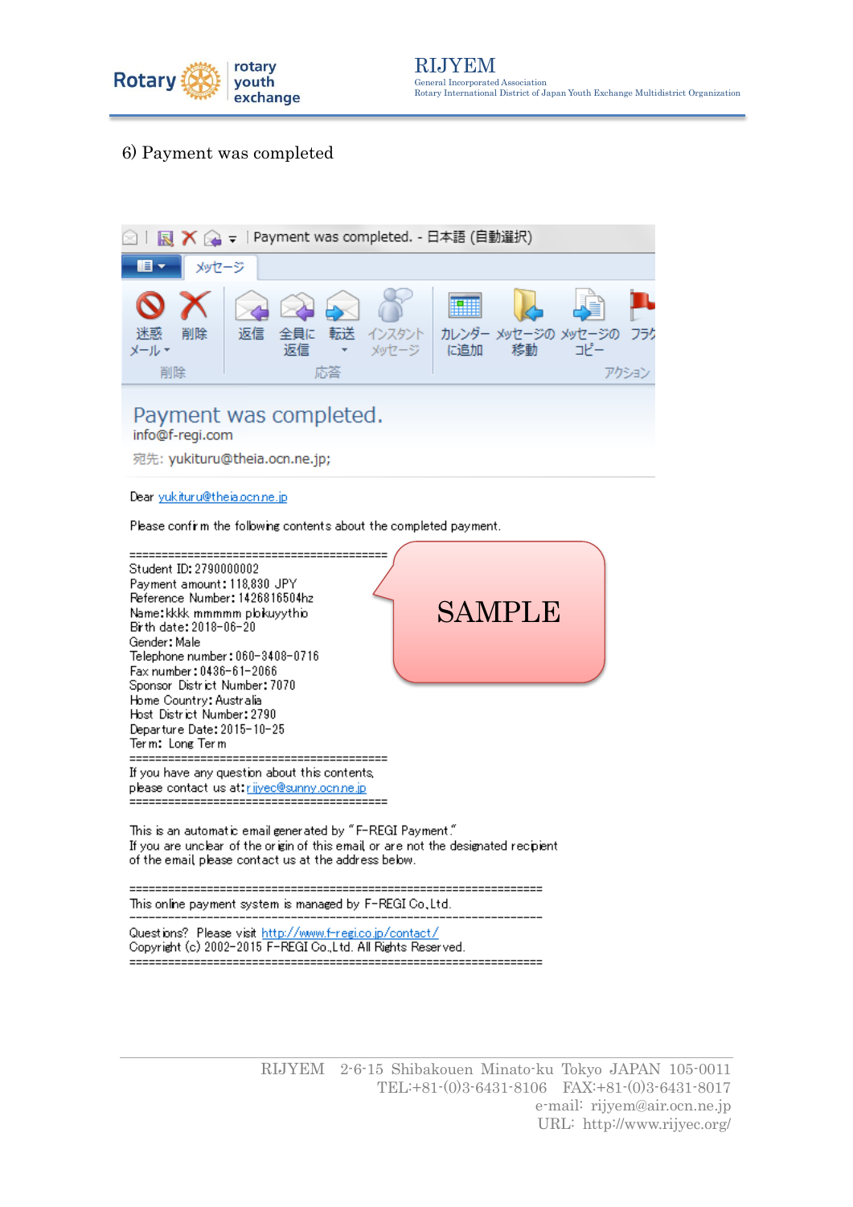6) Payment was completed

Payment was completed. - 日本語 (自動選択)

メッセージ

迷惑メール　削除　返信　全員に返信　転送　インスタントメッセージ　カレンダーに追加　メッセージの移動　メッセージのコピー　フラグ

削除　応答　アクション

Payment was completed.

info@f-regi.com

宛先: yukituru@theia.ocn.ne.jp;

Dear yukituru@theia.ocn.ne.jp

Please confirm the following contents about the completed payment.

========================================
Student ID: 2790000002
Payment amount: 118,830 JPY
Reference Number: 1426816504hz
Name: kkkk mmmmm plokuyythio
Birth date: 2018-06-20
Gender: Male
Telephone number: 060-3408-0716
Fax number: 0436-61-2066
Sponsor District Number: 7070
Home Country: Australia
Host District Number: 2790
Departure Date: 2015-10-25
Term: Long Term
========================================

SAMPLE

If you have any question about this contents,
please contact us at: rijyec@sunny.ocn.ne.jp
========================================

This is an automatic email generated by "F-REGI Payment."
If you are unclear of the origin of this email or are not the designated recipient
of the email, please contact us at the address below.

=================================================================
This online payment system is managed by F-REGI Co.,Ltd.
-----------------------------------------------------------------
Questions? Please visit http://www.f-regi.co.jp/contact/
Copyright (c) 2002-2015 F-REGI Co.,Ltd. All Rights Reserved.
=================================================================